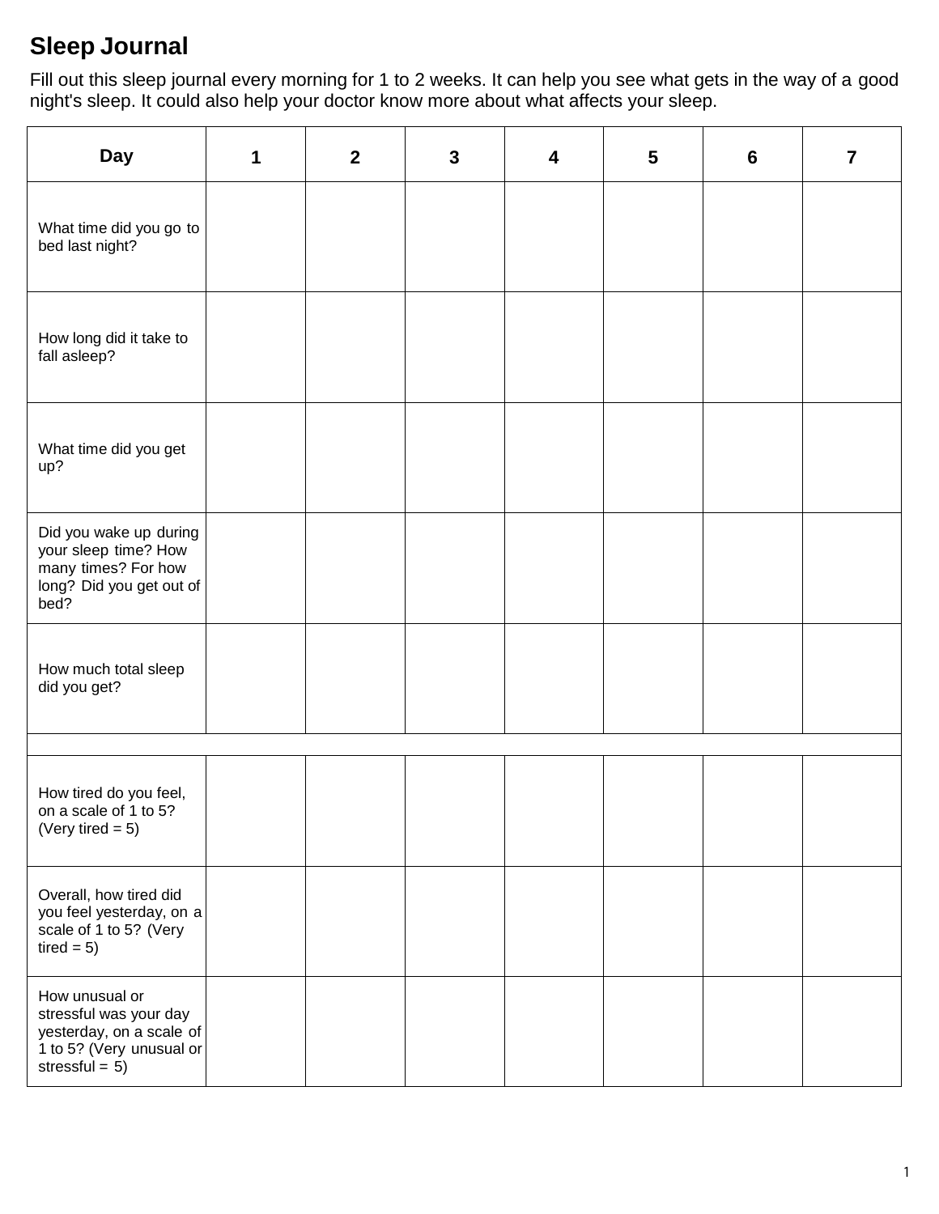# Sleep Journal

Fill out this sleep journal every morning for 1 to 2 weeks. It can help you see what gets in the way of a good night's sleep. It could also help your doctor know more about what affects your sleep.

| Day | 1 | 2 | 3 | 4 | 5 | 6 | 7 |
|---|---|---|---|---|---|---|---|
| What time did you go to bed last night? | | | | | | | |
| How long did it take to fall asleep? | | | | | | | |
| What time did you get up? | | | | | | | |
| Did you wake up during your sleep time? How many times? For how long? Did you get out of bed? | | | | | | | |
| How much total sleep did you get? | | | | | | | |
| | | | | | | | |
| How tired do you feel, on a scale of 1 to 5? (Very tired = 5) | | | | | | | |
| Overall, how tired did you feel yesterday, on a scale of 1 to 5? (Very tired = 5) | | | | | | | |
| How unusual or stressful was your day yesterday, on a scale of 1 to 5? (Very unusual or stressful = 5) | | | | | | | |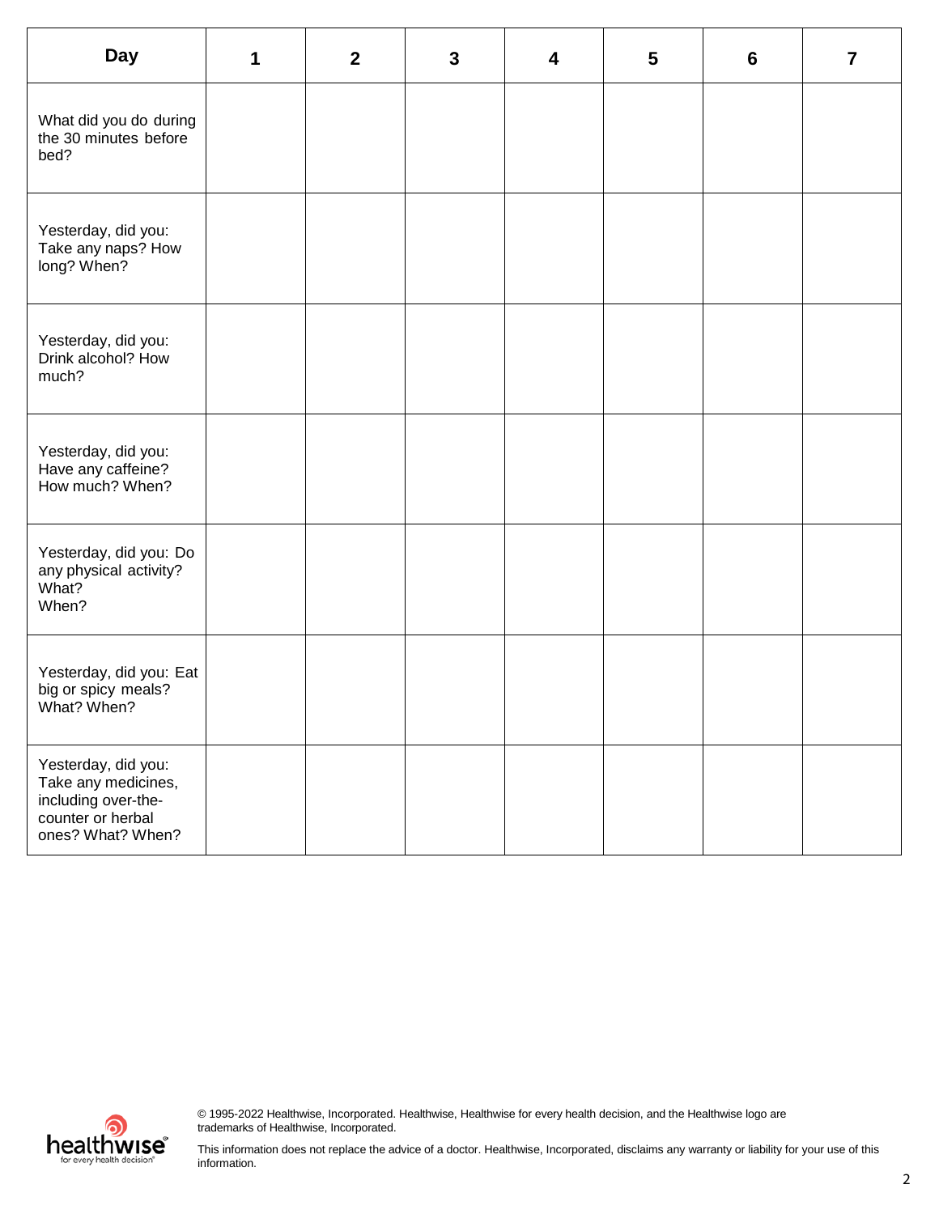| Day | 1 | 2 | 3 | 4 | 5 | 6 | 7 |
|---|---|---|---|---|---|---|---|
| What did you do during the 30 minutes before bed? | | | | | | | |
| Yesterday, did you: Take any naps? How long? When? | | | | | | | |
| Yesterday, did you: Drink alcohol? How much? | | | | | | | |
| Yesterday, did you: Have any caffeine? How much? When? | | | | | | | |
| Yesterday, did you: Do any physical activity? What? When? | | | | | | | |
| Yesterday, did you: Eat big or spicy meals? What? When? | | | | | | | |
| Yesterday, did you: Take any medicines, including over-the-counter or herbal ones? What? When? | | | | | | | |

© 1995-2022 Healthwise, Incorporated. Healthwise, Healthwise for every health decision, and the Healthwise logo are trademarks of Healthwise, Incorporated.

This information does not replace the advice of a doctor. Healthwise, Incorporated, disclaims any warranty or liability for your use of this information.